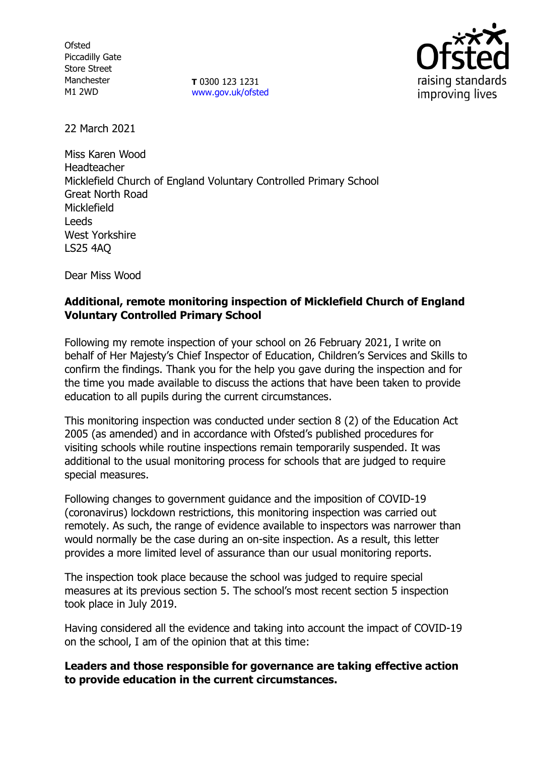Ofsted
Piccadilly Gate
Store Street
Manchester
M1 2WD

**T** 0300 123 1231
www.gov.uk/ofsted

22 March 2021

Miss Karen Wood
Headteacher
Micklefield Church of England Voluntary Controlled Primary School
Great North Road
Micklefield
Leeds
West Yorkshire
LS25 4AQ

Dear Miss Wood

**Additional, remote monitoring inspection of Micklefield Church of England Voluntary Controlled Primary School**

Following my remote inspection of your school on 26 February 2021, I write on behalf of Her Majesty's Chief Inspector of Education, Children's Services and Skills to confirm the findings. Thank you for the help you gave during the inspection and for the time you made available to discuss the actions that have been taken to provide education to all pupils during the current circumstances.

This monitoring inspection was conducted under section 8 (2) of the Education Act 2005 (as amended) and in accordance with Ofsted's published procedures for visiting schools while routine inspections remain temporarily suspended. It was additional to the usual monitoring process for schools that are judged to require special measures.

Following changes to government guidance and the imposition of COVID-19 (coronavirus) lockdown restrictions, this monitoring inspection was carried out remotely. As such, the range of evidence available to inspectors was narrower than would normally be the case during an on-site inspection. As a result, this letter provides a more limited level of assurance than our usual monitoring reports.

The inspection took place because the school was judged to require special measures at its previous section 5. The school's most recent section 5 inspection took place in July 2019.

Having considered all the evidence and taking into account the impact of COVID-19 on the school, I am of the opinion that at this time:

**Leaders and those responsible for governance are taking effective action to provide education in the current circumstances.**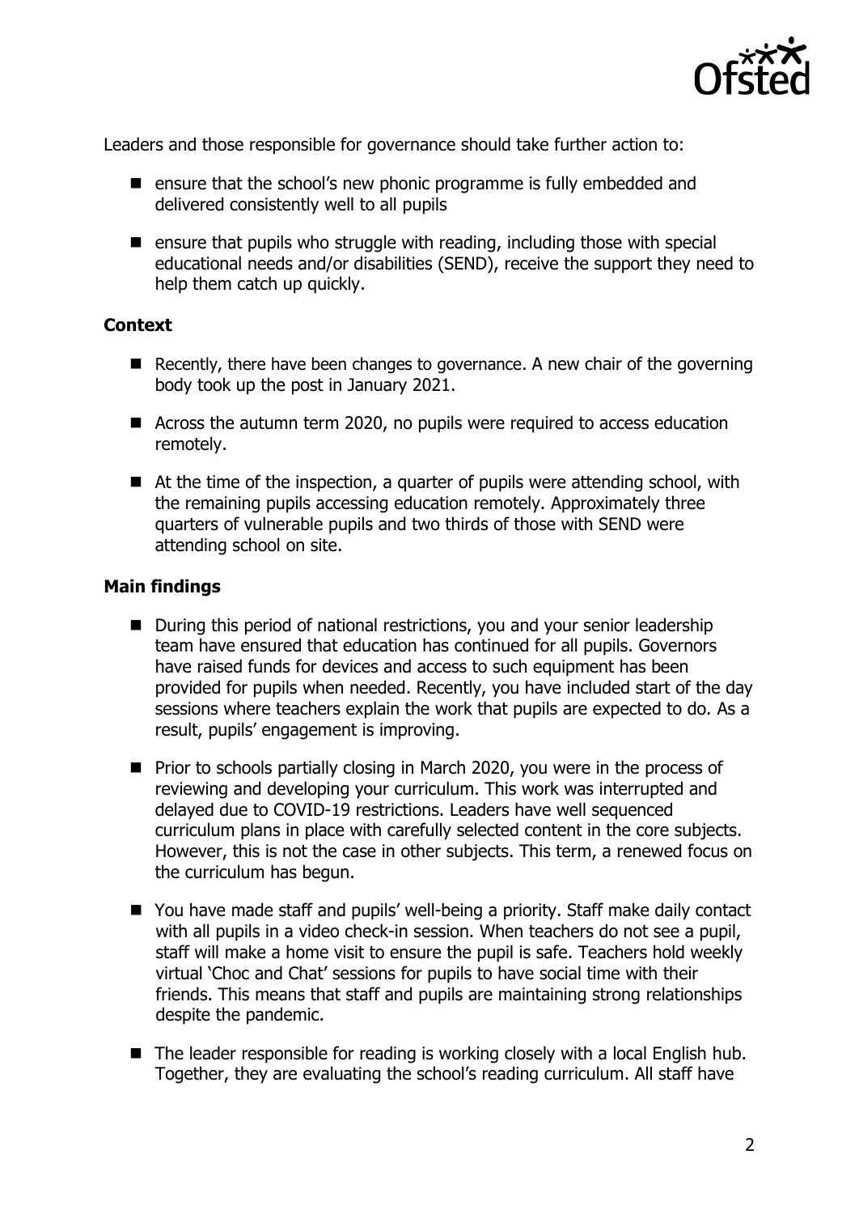Leaders and those responsible for governance should take further action to:

- ensure that the school's new phonic programme is fully embedded and delivered consistently well to all pupils
- ensure that pupils who struggle with reading, including those with special educational needs and/or disabilities (SEND), receive the support they need to help them catch up quickly.

### Context

- Recently, there have been changes to governance. A new chair of the governing body took up the post in January 2021.
- Across the autumn term 2020, no pupils were required to access education remotely.
- At the time of the inspection, a quarter of pupils were attending school, with the remaining pupils accessing education remotely. Approximately three quarters of vulnerable pupils and two thirds of those with SEND were attending school on site.

### Main findings

- During this period of national restrictions, you and your senior leadership team have ensured that education has continued for all pupils. Governors have raised funds for devices and access to such equipment has been provided for pupils when needed. Recently, you have included start of the day sessions where teachers explain the work that pupils are expected to do. As a result, pupils' engagement is improving.
- Prior to schools partially closing in March 2020, you were in the process of reviewing and developing your curriculum. This work was interrupted and delayed due to COVID-19 restrictions. Leaders have well sequenced curriculum plans in place with carefully selected content in the core subjects. However, this is not the case in other subjects. This term, a renewed focus on the curriculum has begun.
- You have made staff and pupils' well-being a priority. Staff make daily contact with all pupils in a video check-in session. When teachers do not see a pupil, staff will make a home visit to ensure the pupil is safe. Teachers hold weekly virtual 'Choc and Chat' sessions for pupils to have social time with their friends. This means that staff and pupils are maintaining strong relationships despite the pandemic.
- The leader responsible for reading is working closely with a local English hub. Together, they are evaluating the school's reading curriculum. All staff have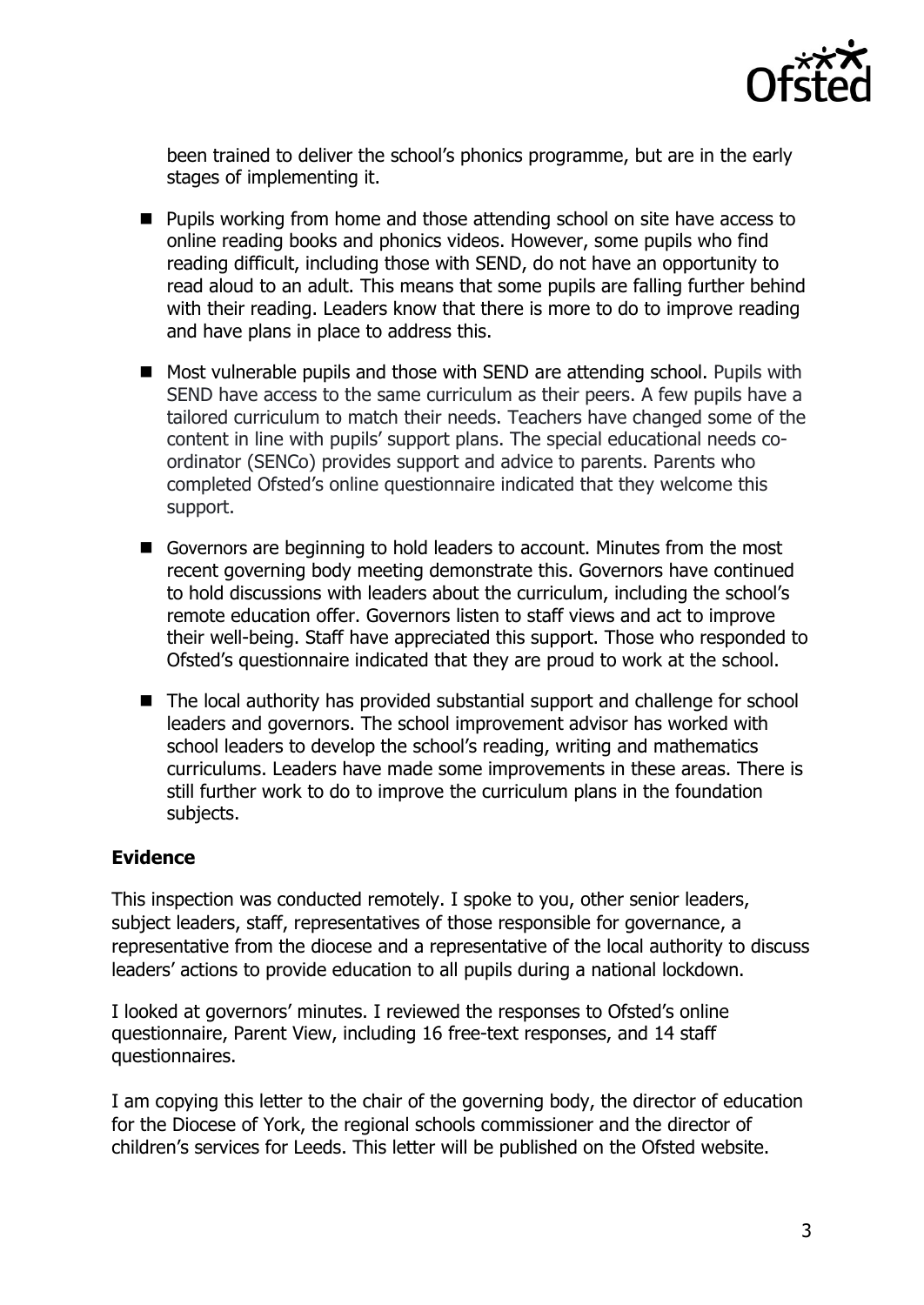been trained to deliver the school's phonics programme, but are in the early stages of implementing it.

- Pupils working from home and those attending school on site have access to online reading books and phonics videos. However, some pupils who find reading difficult, including those with SEND, do not have an opportunity to read aloud to an adult. This means that some pupils are falling further behind with their reading. Leaders know that there is more to do to improve reading and have plans in place to address this.
- Most vulnerable pupils and those with SEND are attending school. Pupils with SEND have access to the same curriculum as their peers. A few pupils have a tailored curriculum to match their needs. Teachers have changed some of the content in line with pupils' support plans. The special educational needs co-ordinator (SENCo) provides support and advice to parents. Parents who completed Ofsted's online questionnaire indicated that they welcome this support.
- Governors are beginning to hold leaders to account. Minutes from the most recent governing body meeting demonstrate this. Governors have continued to hold discussions with leaders about the curriculum, including the school's remote education offer. Governors listen to staff views and act to improve their well-being. Staff have appreciated this support. Those who responded to Ofsted's questionnaire indicated that they are proud to work at the school.
- The local authority has provided substantial support and challenge for school leaders and governors. The school improvement advisor has worked with school leaders to develop the school's reading, writing and mathematics curriculums. Leaders have made some improvements in these areas. There is still further work to do to improve the curriculum plans in the foundation subjects.

**Evidence**

This inspection was conducted remotely. I spoke to you, other senior leaders, subject leaders, staff, representatives of those responsible for governance, a representative from the diocese and a representative of the local authority to discuss leaders' actions to provide education to all pupils during a national lockdown.

I looked at governors' minutes. I reviewed the responses to Ofsted's online questionnaire, Parent View, including 16 free-text responses, and 14 staff questionnaires.

I am copying this letter to the chair of the governing body, the director of education for the Diocese of York, the regional schools commissioner and the director of children's services for Leeds. This letter will be published on the Ofsted website.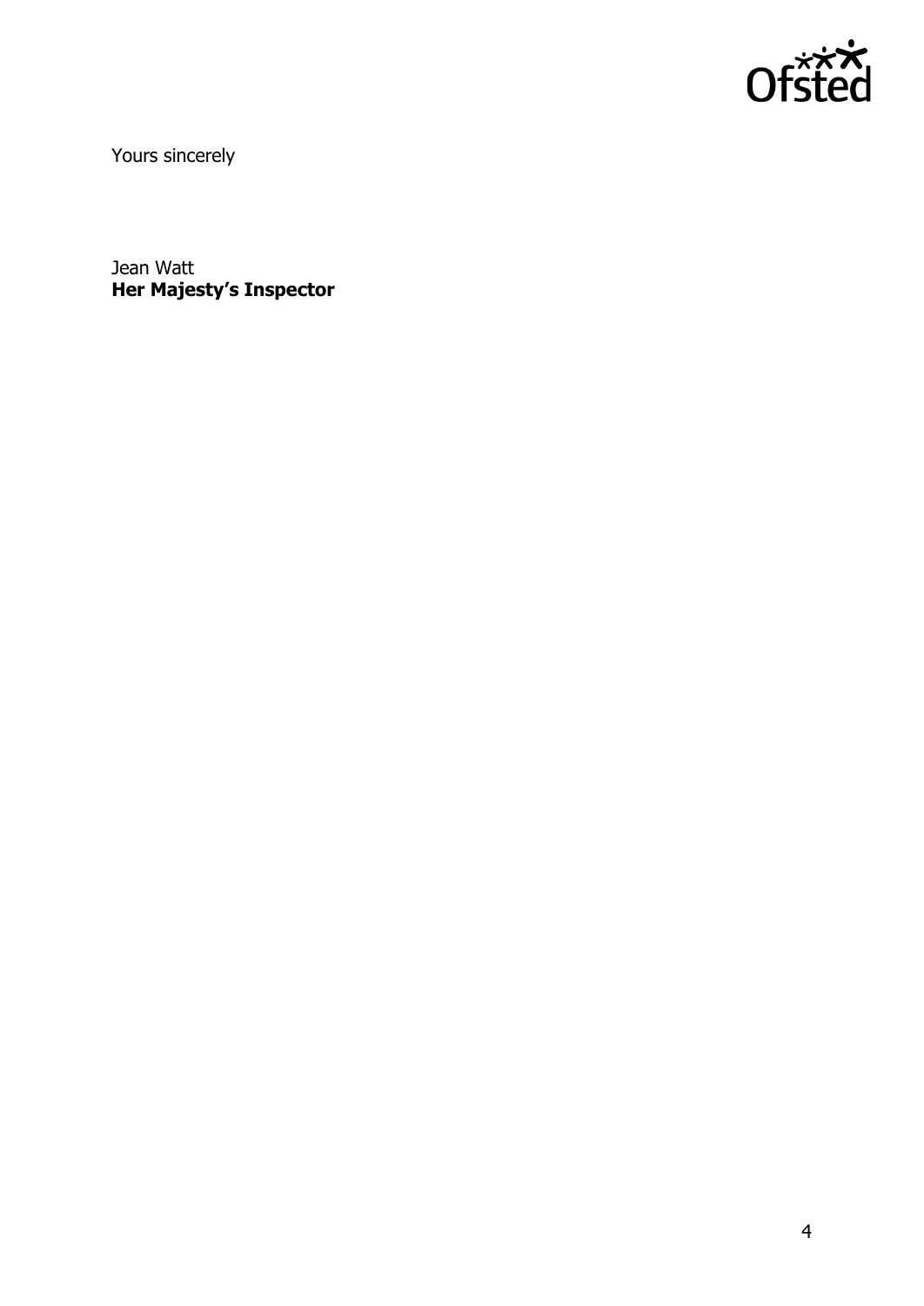Yours sincerely

Jean Watt
**Her Majesty's Inspector**